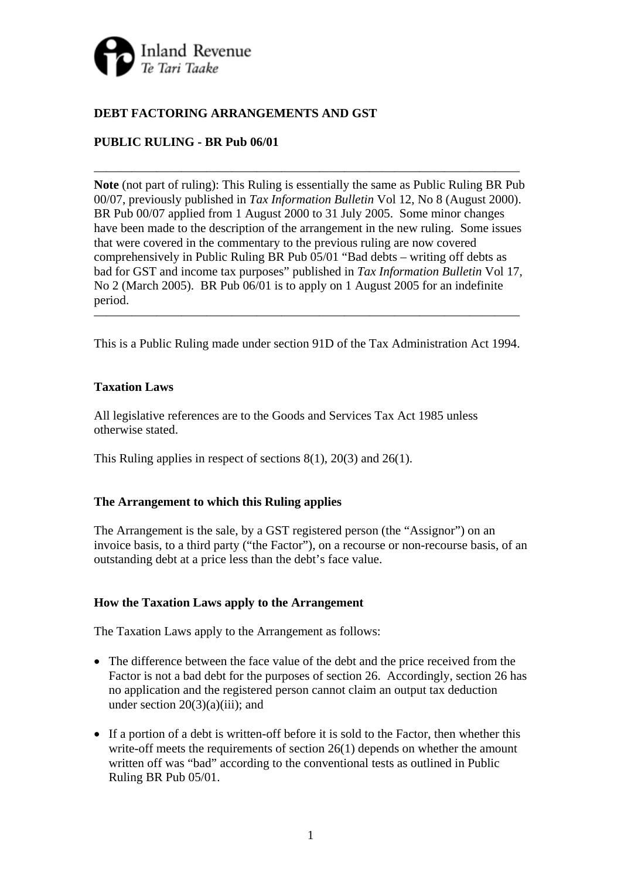Inland Revenue
*Te Tari Taake*

**DEBT FACTORING ARRANGEMENTS AND GST**

**PUBLIC RULING - BR Pub 06/01**

---

**Note** (not part of ruling): This Ruling is essentially the same as Public Ruling BR Pub 00/07, previously published in *Tax Information Bulletin* Vol 12, No 8 (August 2000). BR Pub 00/07 applied from 1 August 2000 to 31 July 2005. Some minor changes have been made to the description of the arrangement in the new ruling. Some issues that were covered in the commentary to the previous ruling are now covered comprehensively in Public Ruling BR Pub 05/01 "Bad debts – writing off debts as bad for GST and income tax purposes" published in *Tax Information Bulletin* Vol 17, No 2 (March 2005). BR Pub 06/01 is to apply on 1 August 2005 for an indefinite period.

---

This is a Public Ruling made under section 91D of the Tax Administration Act 1994.

**Taxation Laws**

All legislative references are to the Goods and Services Tax Act 1985 unless otherwise stated.

This Ruling applies in respect of sections 8(1), 20(3) and 26(1).

**The Arrangement to which this Ruling applies**

The Arrangement is the sale, by a GST registered person (the "Assignor") on an invoice basis, to a third party ("the Factor"), on a recourse or non-recourse basis, of an outstanding debt at a price less than the debt's face value.

**How the Taxation Laws apply to the Arrangement**

The Taxation Laws apply to the Arrangement as follows:

- The difference between the face value of the debt and the price received from the Factor is not a bad debt for the purposes of section 26. Accordingly, section 26 has no application and the registered person cannot claim an output tax deduction under section 20(3)(a)(iii); and
- If a portion of a debt is written-off before it is sold to the Factor, then whether this write-off meets the requirements of section 26(1) depends on whether the amount written off was "bad" according to the conventional tests as outlined in Public Ruling BR Pub 05/01.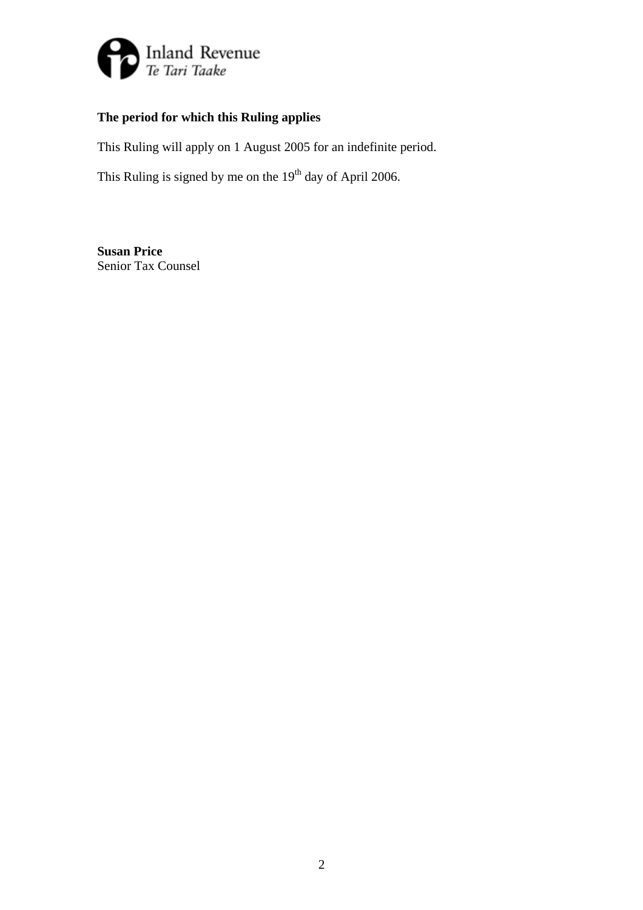**The period for which this Ruling applies**

This Ruling will apply on 1 August 2005 for an indefinite period.

This Ruling is signed by me on the 19th day of April 2006.

**Susan Price**
Senior Tax Counsel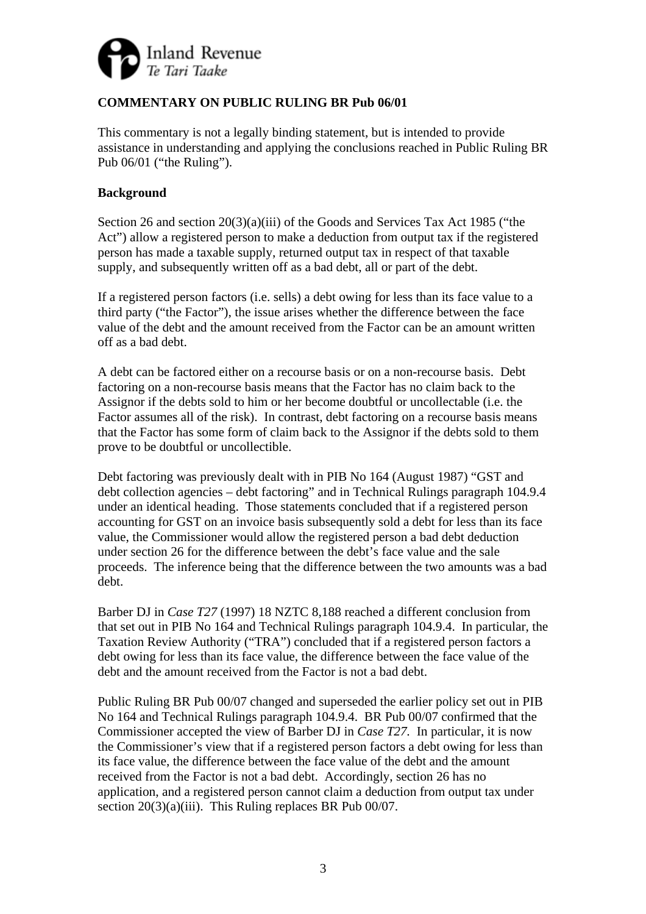**COMMENTARY ON PUBLIC RULING BR Pub 06/01**

This commentary is not a legally binding statement, but is intended to provide assistance in understanding and applying the conclusions reached in Public Ruling BR Pub 06/01 ("the Ruling").

**Background**

Section 26 and section 20(3)(a)(iii) of the Goods and Services Tax Act 1985 ("the Act") allow a registered person to make a deduction from output tax if the registered person has made a taxable supply, returned output tax in respect of that taxable supply, and subsequently written off as a bad debt, all or part of the debt.

If a registered person factors (i.e. sells) a debt owing for less than its face value to a third party ("the Factor"), the issue arises whether the difference between the face value of the debt and the amount received from the Factor can be an amount written off as a bad debt.

A debt can be factored either on a recourse basis or on a non-recourse basis. Debt factoring on a non-recourse basis means that the Factor has no claim back to the Assignor if the debts sold to him or her become doubtful or uncollectable (i.e. the Factor assumes all of the risk). In contrast, debt factoring on a recourse basis means that the Factor has some form of claim back to the Assignor if the debts sold to them prove to be doubtful or uncollectible.

Debt factoring was previously dealt with in PIB No 164 (August 1987) "GST and debt collection agencies – debt factoring" and in Technical Rulings paragraph 104.9.4 under an identical heading. Those statements concluded that if a registered person accounting for GST on an invoice basis subsequently sold a debt for less than its face value, the Commissioner would allow the registered person a bad debt deduction under section 26 for the difference between the debt's face value and the sale proceeds. The inference being that the difference between the two amounts was a bad debt.

Barber DJ in *Case T27* (1997) 18 NZTC 8,188 reached a different conclusion from that set out in PIB No 164 and Technical Rulings paragraph 104.9.4. In particular, the Taxation Review Authority ("TRA") concluded that if a registered person factors a debt owing for less than its face value, the difference between the face value of the debt and the amount received from the Factor is not a bad debt.

Public Ruling BR Pub 00/07 changed and superseded the earlier policy set out in PIB No 164 and Technical Rulings paragraph 104.9.4. BR Pub 00/07 confirmed that the Commissioner accepted the view of Barber DJ in *Case T27*. In particular, it is now the Commissioner's view that if a registered person factors a debt owing for less than its face value, the difference between the face value of the debt and the amount received from the Factor is not a bad debt. Accordingly, section 26 has no application, and a registered person cannot claim a deduction from output tax under section 20(3)(a)(iii). This Ruling replaces BR Pub 00/07.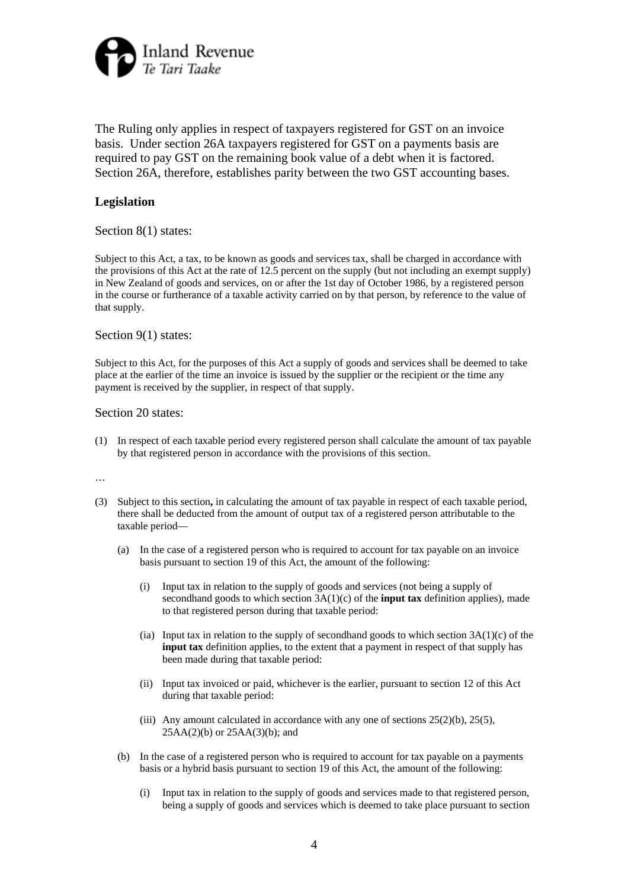The Ruling only applies in respect of taxpayers registered for GST on an invoice basis. Under section 26A taxpayers registered for GST on a payments basis are required to pay GST on the remaining book value of a debt when it is factored. Section 26A, therefore, establishes parity between the two GST accounting bases.

## Legislation

Section 8(1) states:

Subject to this Act, a tax, to be known as goods and services tax, shall be charged in accordance with the provisions of this Act at the rate of 12.5 percent on the supply (but not including an exempt supply) in New Zealand of goods and services, on or after the 1st day of October 1986, by a registered person in the course or furtherance of a taxable activity carried on by that person, by reference to the value of that supply.

Section 9(1) states:

Subject to this Act, for the purposes of this Act a supply of goods and services shall be deemed to take place at the earlier of the time an invoice is issued by the supplier or the recipient or the time any payment is received by the supplier, in respect of that supply.

Section 20 states:

(1) In respect of each taxable period every registered person shall calculate the amount of tax payable by that registered person in accordance with the provisions of this section.

…

(3) Subject to this section**,** in calculating the amount of tax payable in respect of each taxable period, there shall be deducted from the amount of output tax of a registered person attributable to the taxable period—

   (a) In the case of a registered person who is required to account for tax payable on an invoice basis pursuant to section 19 of this Act, the amount of the following:

      (i) Input tax in relation to the supply of goods and services (not being a supply of secondhand goods to which section 3A(1)(c) of the **input tax** definition applies), made to that registered person during that taxable period:

      (ia) Input tax in relation to the supply of secondhand goods to which section 3A(1)(c) of the **input tax** definition applies, to the extent that a payment in respect of that supply has been made during that taxable period:

      (ii) Input tax invoiced or paid, whichever is the earlier, pursuant to section 12 of this Act during that taxable period:

      (iii) Any amount calculated in accordance with any one of sections 25(2)(b), 25(5), 25AA(2)(b) or 25AA(3)(b); and

   (b) In the case of a registered person who is required to account for tax payable on a payments basis or a hybrid basis pursuant to section 19 of this Act, the amount of the following:

      (i) Input tax in relation to the supply of goods and services made to that registered person, being a supply of goods and services which is deemed to take place pursuant to section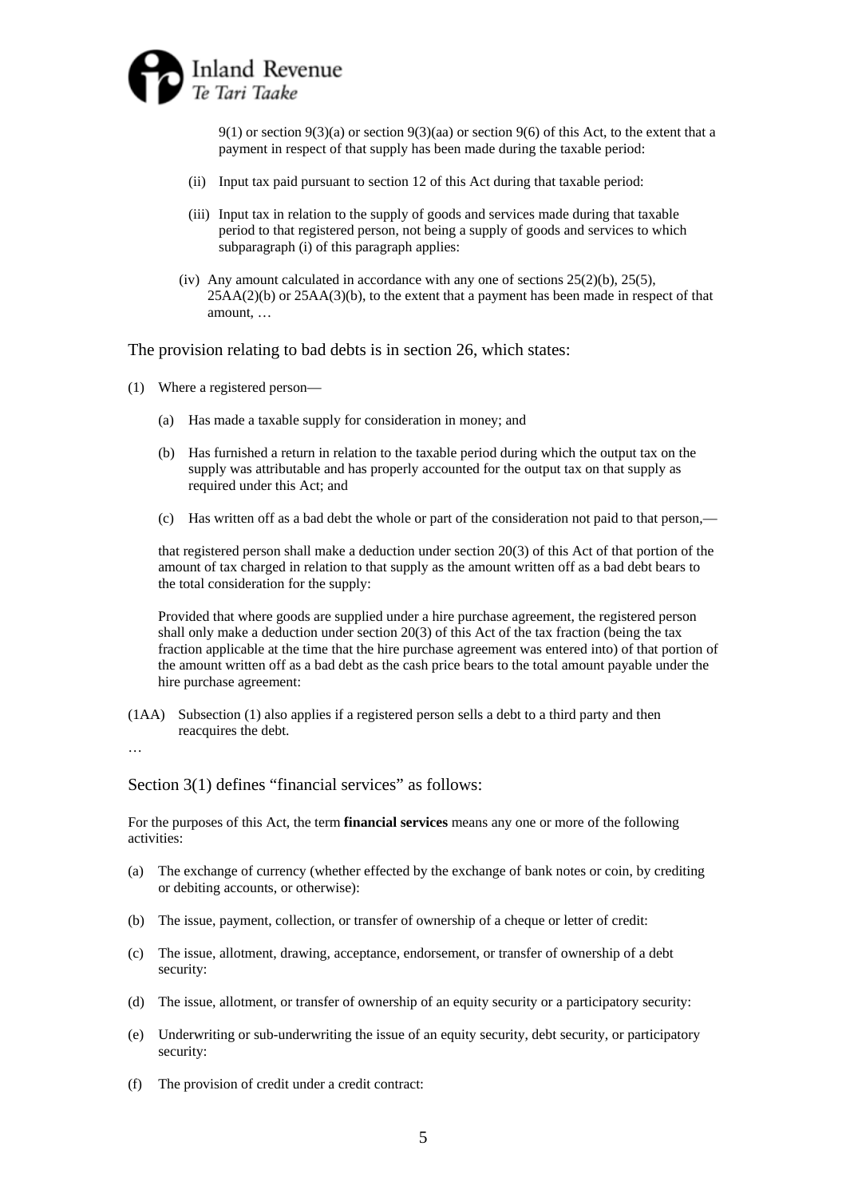9(1) or section 9(3)(a) or section 9(3)(aa) or section 9(6) of this Act, to the extent that a payment in respect of that supply has been made during the taxable period:

(ii) Input tax paid pursuant to section 12 of this Act during that taxable period:

(iii) Input tax in relation to the supply of goods and services made during that taxable period to that registered person, not being a supply of goods and services to which subparagraph (i) of this paragraph applies:

(iv) Any amount calculated in accordance with any one of sections 25(2)(b), 25(5), 25AA(2)(b) or 25AA(3)(b), to the extent that a payment has been made in respect of that amount, …

The provision relating to bad debts is in section 26, which states:

(1) Where a registered person—

(a) Has made a taxable supply for consideration in money; and

(b) Has furnished a return in relation to the taxable period during which the output tax on the supply was attributable and has properly accounted for the output tax on that supply as required under this Act; and

(c) Has written off as a bad debt the whole or part of the consideration not paid to that person,—

that registered person shall make a deduction under section 20(3) of this Act of that portion of the amount of tax charged in relation to that supply as the amount written off as a bad debt bears to the total consideration for the supply:

Provided that where goods are supplied under a hire purchase agreement, the registered person shall only make a deduction under section 20(3) of this Act of the tax fraction (being the tax fraction applicable at the time that the hire purchase agreement was entered into) of that portion of the amount written off as a bad debt as the cash price bears to the total amount payable under the hire purchase agreement:

(1AA) Subsection (1) also applies if a registered person sells a debt to a third party and then reacquires the debt.

…

Section 3(1) defines "financial services" as follows:

For the purposes of this Act, the term **financial services** means any one or more of the following activities:

(a) The exchange of currency (whether effected by the exchange of bank notes or coin, by crediting or debiting accounts, or otherwise):

(b) The issue, payment, collection, or transfer of ownership of a cheque or letter of credit:

(c) The issue, allotment, drawing, acceptance, endorsement, or transfer of ownership of a debt security:

(d) The issue, allotment, or transfer of ownership of an equity security or a participatory security:

(e) Underwriting or sub-underwriting the issue of an equity security, debt security, or participatory security:

(f) The provision of credit under a credit contract: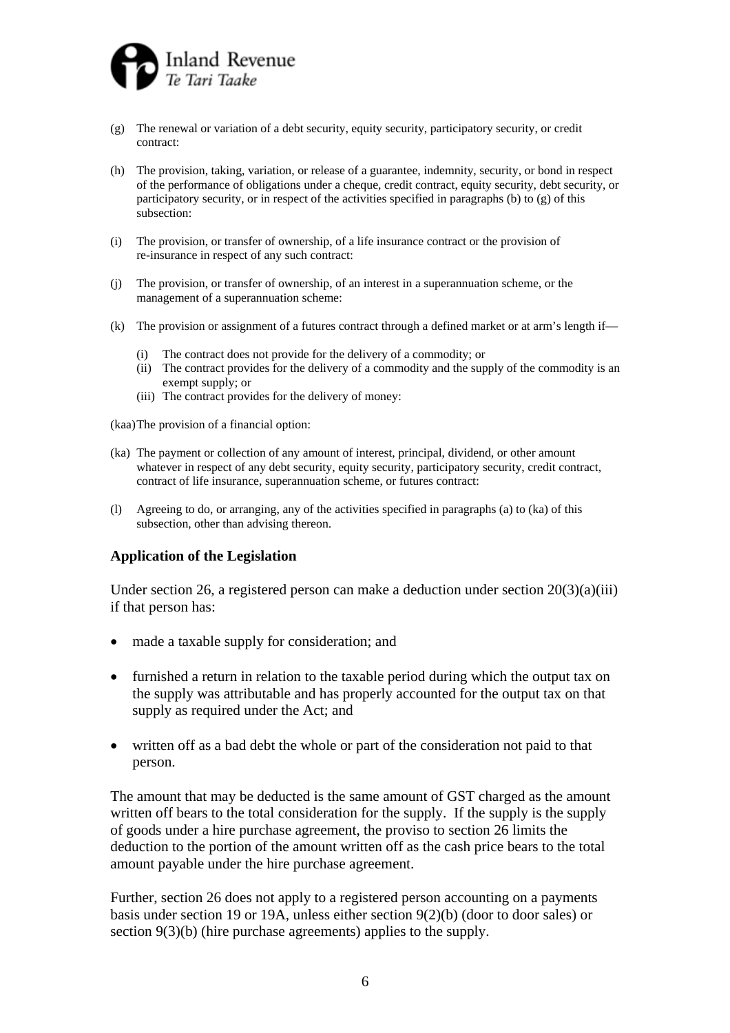(g) The renewal or variation of a debt security, equity security, participatory security, or credit contract:

(h) The provision, taking, variation, or release of a guarantee, indemnity, security, or bond in respect of the performance of obligations under a cheque, credit contract, equity security, debt security, or participatory security, or in respect of the activities specified in paragraphs (b) to (g) of this subsection:

(i) The provision, or transfer of ownership, of a life insurance contract or the provision of re-insurance in respect of any such contract:

(j) The provision, or transfer of ownership, of an interest in a superannuation scheme, or the management of a superannuation scheme:

(k) The provision or assignment of a futures contract through a defined market or at arm's length if—

- (i) The contract does not provide for the delivery of a commodity; or
- (ii) The contract provides for the delivery of a commodity and the supply of the commodity is an exempt supply; or
- (iii) The contract provides for the delivery of money:

(kaa) The provision of a financial option:

(ka) The payment or collection of any amount of interest, principal, dividend, or other amount whatever in respect of any debt security, equity security, participatory security, credit contract, contract of life insurance, superannuation scheme, or futures contract:

(l) Agreeing to do, or arranging, any of the activities specified in paragraphs (a) to (ka) of this subsection, other than advising thereon.

## Application of the Legislation

Under section 26, a registered person can make a deduction under section 20(3)(a)(iii) if that person has:

- made a taxable supply for consideration; and
- furnished a return in relation to the taxable period during which the output tax on the supply was attributable and has properly accounted for the output tax on that supply as required under the Act; and
- written off as a bad debt the whole or part of the consideration not paid to that person.

The amount that may be deducted is the same amount of GST charged as the amount written off bears to the total consideration for the supply. If the supply is the supply of goods under a hire purchase agreement, the proviso to section 26 limits the deduction to the portion of the amount written off as the cash price bears to the total amount payable under the hire purchase agreement.

Further, section 26 does not apply to a registered person accounting on a payments basis under section 19 or 19A, unless either section 9(2)(b) (door to door sales) or section 9(3)(b) (hire purchase agreements) applies to the supply.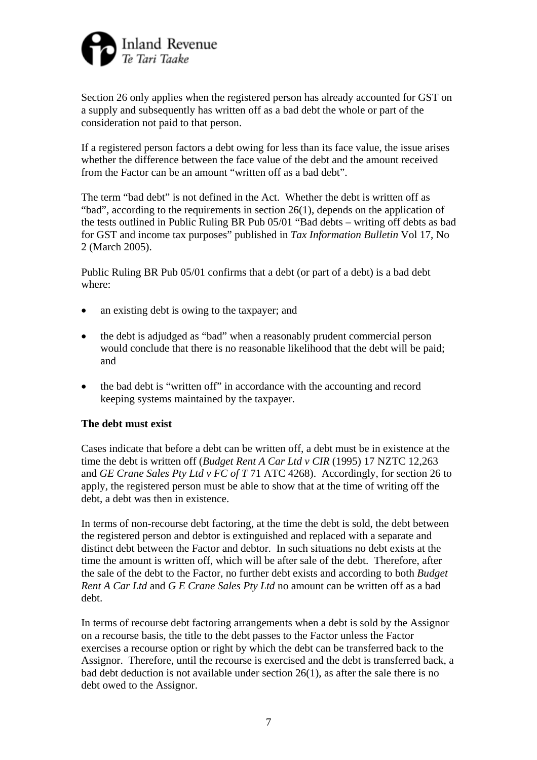Section 26 only applies when the registered person has already accounted for GST on a supply and subsequently has written off as a bad debt the whole or part of the consideration not paid to that person.

If a registered person factors a debt owing for less than its face value, the issue arises whether the difference between the face value of the debt and the amount received from the Factor can be an amount "written off as a bad debt".

The term "bad debt" is not defined in the Act. Whether the debt is written off as "bad", according to the requirements in section 26(1), depends on the application of the tests outlined in Public Ruling BR Pub 05/01 "Bad debts – writing off debts as bad for GST and income tax purposes" published in *Tax Information Bulletin* Vol 17, No 2 (March 2005).

Public Ruling BR Pub 05/01 confirms that a debt (or part of a debt) is a bad debt where:

- an existing debt is owing to the taxpayer; and
- the debt is adjudged as "bad" when a reasonably prudent commercial person would conclude that there is no reasonable likelihood that the debt will be paid; and
- the bad debt is "written off" in accordance with the accounting and record keeping systems maintained by the taxpayer.

**The debt must exist**

Cases indicate that before a debt can be written off, a debt must be in existence at the time the debt is written off (*Budget Rent A Car Ltd v CIR* (1995) 17 NZTC 12,263 and *GE Crane Sales Pty Ltd v FC of T* 71 ATC 4268). Accordingly, for section 26 to apply, the registered person must be able to show that at the time of writing off the debt, a debt was then in existence.

In terms of non-recourse debt factoring, at the time the debt is sold, the debt between the registered person and debtor is extinguished and replaced with a separate and distinct debt between the Factor and debtor. In such situations no debt exists at the time the amount is written off, which will be after sale of the debt. Therefore, after the sale of the debt to the Factor, no further debt exists and according to both *Budget Rent A Car Ltd* and *G E Crane Sales Pty Ltd* no amount can be written off as a bad debt.

In terms of recourse debt factoring arrangements when a debt is sold by the Assignor on a recourse basis, the title to the debt passes to the Factor unless the Factor exercises a recourse option or right by which the debt can be transferred back to the Assignor. Therefore, until the recourse is exercised and the debt is transferred back, a bad debt deduction is not available under section 26(1), as after the sale there is no debt owed to the Assignor.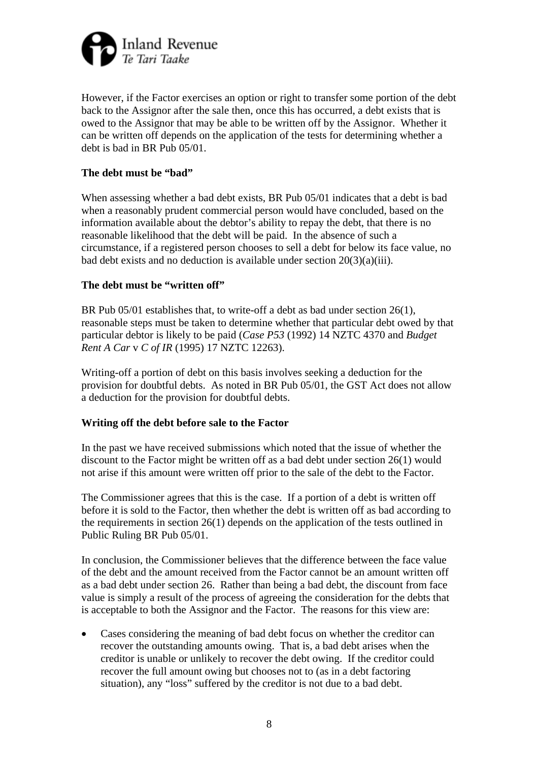However, if the Factor exercises an option or right to transfer some portion of the debt back to the Assignor after the sale then, once this has occurred, a debt exists that is owed to the Assignor that may be able to be written off by the Assignor. Whether it can be written off depends on the application of the tests for determining whether a debt is bad in BR Pub 05/01.

**The debt must be "bad"**

When assessing whether a bad debt exists, BR Pub 05/01 indicates that a debt is bad when a reasonably prudent commercial person would have concluded, based on the information available about the debtor's ability to repay the debt, that there is no reasonable likelihood that the debt will be paid. In the absence of such a circumstance, if a registered person chooses to sell a debt for below its face value, no bad debt exists and no deduction is available under section 20(3)(a)(iii).

**The debt must be "written off"**

BR Pub 05/01 establishes that, to write-off a debt as bad under section 26(1), reasonable steps must be taken to determine whether that particular debt owed by that particular debtor is likely to be paid (*Case P53* (1992) 14 NZTC 4370 and *Budget Rent A Car* v *C of IR* (1995) 17 NZTC 12263).

Writing-off a portion of debt on this basis involves seeking a deduction for the provision for doubtful debts. As noted in BR Pub 05/01, the GST Act does not allow a deduction for the provision for doubtful debts.

**Writing off the debt before sale to the Factor**

In the past we have received submissions which noted that the issue of whether the discount to the Factor might be written off as a bad debt under section 26(1) would not arise if this amount were written off prior to the sale of the debt to the Factor.

The Commissioner agrees that this is the case. If a portion of a debt is written off before it is sold to the Factor, then whether the debt is written off as bad according to the requirements in section 26(1) depends on the application of the tests outlined in Public Ruling BR Pub 05/01.

In conclusion, the Commissioner believes that the difference between the face value of the debt and the amount received from the Factor cannot be an amount written off as a bad debt under section 26. Rather than being a bad debt, the discount from face value is simply a result of the process of agreeing the consideration for the debts that is acceptable to both the Assignor and the Factor. The reasons for this view are:

- Cases considering the meaning of bad debt focus on whether the creditor can recover the outstanding amounts owing. That is, a bad debt arises when the creditor is unable or unlikely to recover the debt owing. If the creditor could recover the full amount owing but chooses not to (as in a debt factoring situation), any "loss" suffered by the creditor is not due to a bad debt.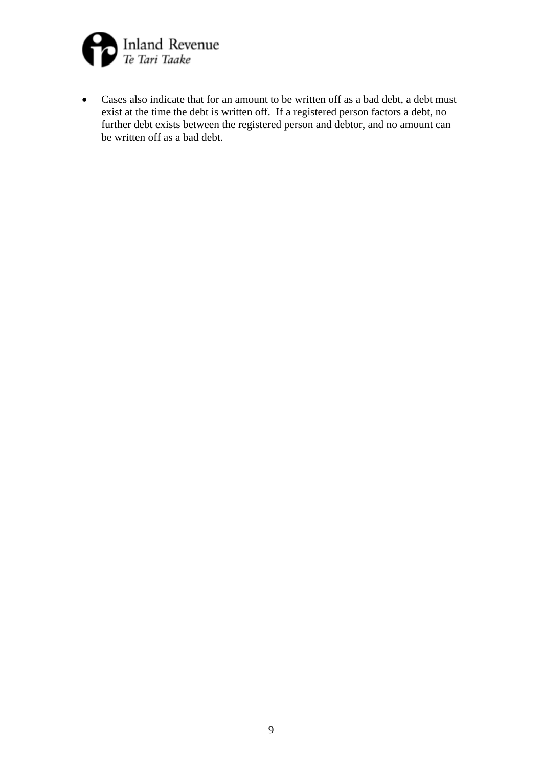- Cases also indicate that for an amount to be written off as a bad debt, a debt must exist at the time the debt is written off. If a registered person factors a debt, no further debt exists between the registered person and debtor, and no amount can be written off as a bad debt.